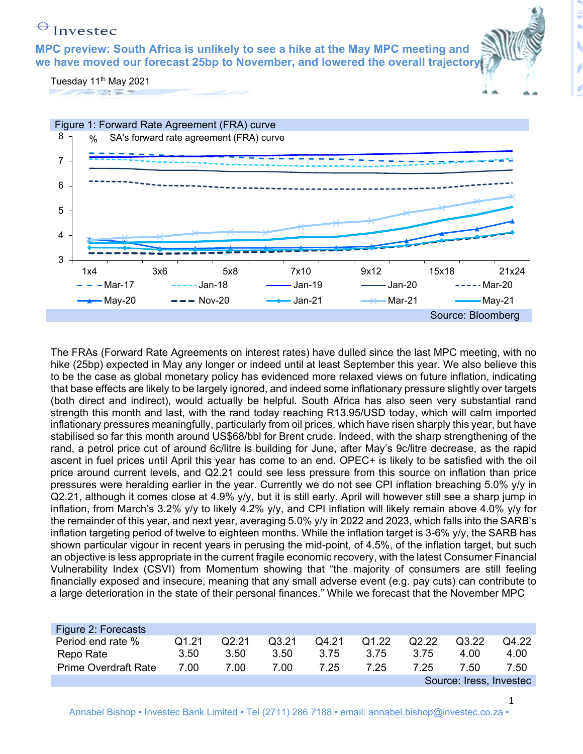Investec

# MPC preview: South Africa is unlikely to see a hike at the May MPC meeting and we have moved our forecast 25bp to November, and lowered the overall trajectory

Tuesday 11th May 2021

Figure 1: Forward Rate Agreement (FRA) curve

Source: Bloomberg

The FRAs (Forward Rate Agreements on interest rates) have dulled since the last MPC meeting, with no hike (25bp) expected in May any longer or indeed until at least September this year. We also believe this to be the case as global monetary policy has evidenced more relaxed views on future inflation, indicating that base effects are likely to be largely ignored, and indeed some inflationary pressure slightly over targets (both direct and indirect), would actually be helpful. South Africa has also seen very substantial rand strength this month and last, with the rand today reaching R13.95/USD today, which will calm imported inflationary pressures meaningfully, particularly from oil prices, which have risen sharply this year, but have stabilised so far this month around US$68/bbl for Brent crude. Indeed, with the sharp strengthening of the rand, a petrol price cut of around 6c/litre is building for June, after May's 9c/litre decrease, as the rapid ascent in fuel prices until April this year has come to an end. OPEC+ is likely to be satisfied with the oil price around current levels, and Q2.21 could see less pressure from this source on inflation than price pressures were heralding earlier in the year. Currently we do not see CPI inflation breaching 5.0% y/y in Q2.21, although it comes close at 4.9% y/y, but it is still early. April will however still see a sharp jump in inflation, from March's 3.2% y/y to likely 4.2% y/y, and CPI inflation will likely remain above 4.0% y/y for the remainder of this year, and next year, averaging 5.0% y/y in 2022 and 2023, which falls into the SARB's inflation targeting period of twelve to eighteen months. While the inflation target is 3-6% y/y, the SARB has shown particular vigour in recent years in perusing the mid-point, of 4.5%, of the inflation target, but such an objective is less appropriate in the current fragile economic recovery, with the latest Consumer Financial Vulnerability Index (CSVI) from Momentum showing that "the majority of consumers are still feeling financially exposed and insecure, meaning that any small adverse event (e.g. pay cuts) can contribute to a large deterioration in the state of their personal finances." While we forecast that the November MPC

Figure 2: Forecasts

| Period end rate % | Q1.21 | Q2.21 | Q3.21 | Q4.21 | Q1.22 | Q2.22 | Q3.22 | Q4.22 |
|---|---|---|---|---|---|---|---|---|
| Repo Rate | 3.50 | 3.50 | 3.50 | 3.75 | 3.75 | 3.75 | 4.00 | 4.00 |
| Prime Overdraft Rate | 7.00 | 7.00 | 7.00 | 7.25 | 7.25 | 7.25 | 7.50 | 7.50 |

Source: Iress, Investec

Annabel Bishop • Investec Bank Limited • Tel (2711) 286 7188 • email: annabel.bishop@investec.co.za •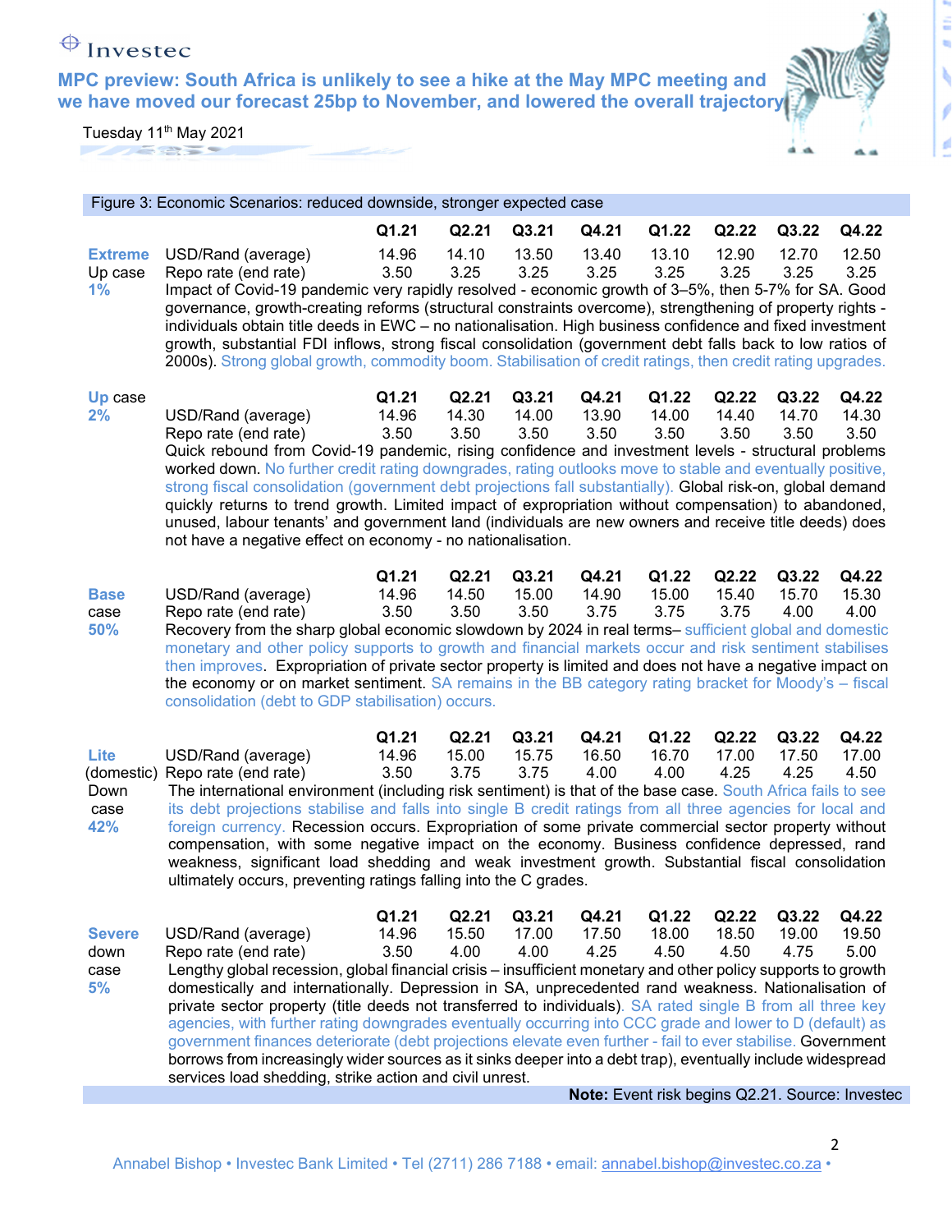# MPC preview: South Africa is unlikely to see a hike at the May MPC meeting and we have moved our forecast 25bp to November, and lowered the overall trajectory

Tuesday 11th May 2021

Figure 3: Economic Scenarios: reduced downside, stronger expected case

| | | Q1.21 | Q2.21 | Q3.21 | Q4.21 | Q1.22 | Q2.22 | Q3.22 | Q4.22 |
|---|---|---|---|---|---|---|---|---|---|
| **Extreme** Up case | USD/Rand (average) | 14.96 | 14.10 | 13.50 | 13.40 | 13.10 | 12.90 | 12.70 | 12.50 |
| **1%** | Repo rate (end rate) | 3.50 | 3.25 | 3.25 | 3.25 | 3.25 | 3.25 | 3.25 | 3.25 |

Impact of Covid-19 pandemic very rapidly resolved - economic growth of 3–5%, then 5-7% for SA. Good governance, growth-creating reforms (structural constraints overcome), strengthening of property rights - individuals obtain title deeds in EWC – no nationalisation. High business confidence and fixed investment growth, substantial FDI inflows, strong fiscal consolidation (government debt falls back to low ratios of 2000s). Strong global growth, commodity boom. Stabilisation of credit ratings, then credit rating upgrades.

| | | Q1.21 | Q2.21 | Q3.21 | Q4.21 | Q1.22 | Q2.22 | Q3.22 | Q4.22 |
|---|---|---|---|---|---|---|---|---|---|
| **Up** case | USD/Rand (average) | 14.96 | 14.30 | 14.00 | 13.90 | 14.00 | 14.40 | 14.70 | 14.30 |
| **2%** | Repo rate (end rate) | 3.50 | 3.50 | 3.50 | 3.50 | 3.50 | 3.50 | 3.50 | 3.50 |

Quick rebound from Covid-19 pandemic, rising confidence and investment levels - structural problems worked down. No further credit rating downgrades, rating outlooks move to stable and eventually positive, strong fiscal consolidation (government debt projections fall substantially). Global risk-on, global demand quickly returns to trend growth. Limited impact of expropriation without compensation) to abandoned, unused, labour tenants' and government land (individuals are new owners and receive title deeds) does not have a negative effect on economy - no nationalisation.

| | | Q1.21 | Q2.21 | Q3.21 | Q4.21 | Q1.22 | Q2.22 | Q3.22 | Q4.22 |
|---|---|---|---|---|---|---|---|---|---|
| **Base** case | USD/Rand (average) | 14.96 | 14.50 | 15.00 | 14.90 | 15.00 | 15.40 | 15.70 | 15.30 |
| **50%** | Repo rate (end rate) | 3.50 | 3.50 | 3.50 | 3.75 | 3.75 | 3.75 | 4.00 | 4.00 |

Recovery from the sharp global economic slowdown by 2024 in real terms– sufficient global and domestic monetary and other policy supports to growth and financial markets occur and risk sentiment stabilises then improves. Expropriation of private sector property is limited and does not have a negative impact on the economy or on market sentiment. SA remains in the BB category rating bracket for Moody's – fiscal consolidation (debt to GDP stabilisation) occurs.

| | | Q1.21 | Q2.21 | Q3.21 | Q4.21 | Q1.22 | Q2.22 | Q3.22 | Q4.22 |
|---|---|---|---|---|---|---|---|---|---|
| **Lite** (domestic) | USD/Rand (average) | 14.96 | 15.00 | 15.75 | 16.50 | 16.70 | 17.00 | 17.50 | 17.00 |
| Down case **42%** | Repo rate (end rate) | 3.50 | 3.75 | 3.75 | 4.00 | 4.00 | 4.25 | 4.25 | 4.50 |

The international environment (including risk sentiment) is that of the base case. South Africa fails to see its debt projections stabilise and falls into single B credit ratings from all three agencies for local and foreign currency. Recession occurs. Expropriation of some private commercial sector property without compensation, with some negative impact on the economy. Business confidence depressed, rand weakness, significant load shedding and weak investment growth. Substantial fiscal consolidation ultimately occurs, preventing ratings falling into the C grades.

| | | Q1.21 | Q2.21 | Q3.21 | Q4.21 | Q1.22 | Q2.22 | Q3.22 | Q4.22 |
|---|---|---|---|---|---|---|---|---|---|
| **Severe** down | USD/Rand (average) | 14.96 | 15.50 | 17.00 | 17.50 | 18.00 | 18.50 | 19.00 | 19.50 |
| case **5%** | Repo rate (end rate) | 3.50 | 4.00 | 4.00 | 4.25 | 4.50 | 4.50 | 4.75 | 5.00 |

Lengthy global recession, global financial crisis – insufficient monetary and other policy supports to growth domestically and internationally. Depression in SA, unprecedented rand weakness. Nationalisation of private sector property (title deeds not transferred to individuals). SA rated single B from all three key agencies, with further rating downgrades eventually occurring into CCC grade and lower to D (default) as government finances deteriorate (debt projections elevate even further - fail to ever stabilise. Government borrows from increasingly wider sources as it sinks deeper into a debt trap), eventually include widespread services load shedding, strike action and civil unrest.

**Note:** Event risk begins Q2.21. Source: Investec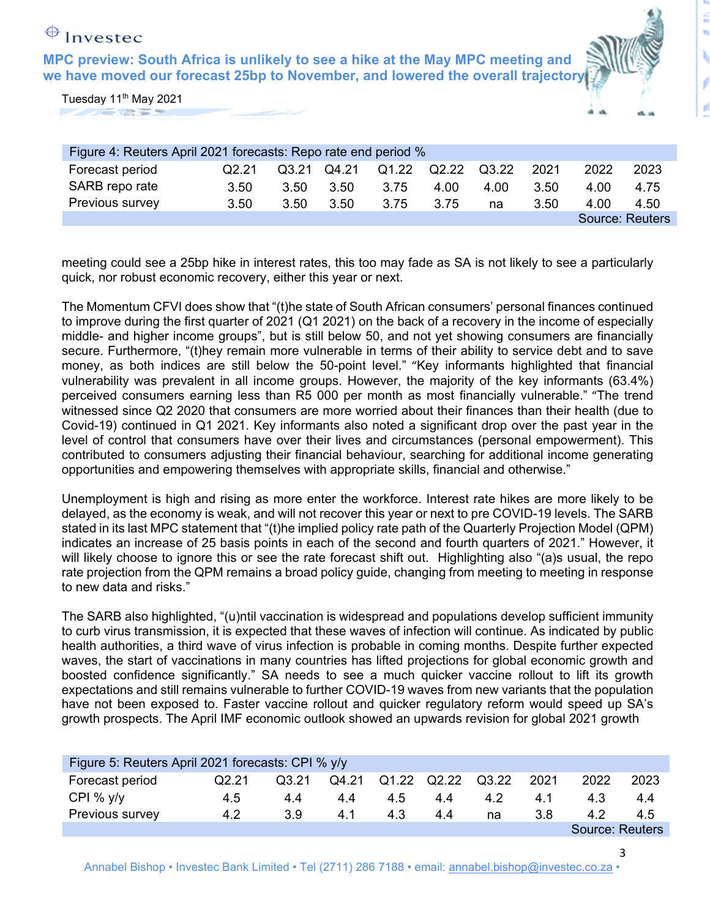| Figure 4: Reuters April 2021 forecasts: Repo rate end period % | | | | | | | | | |
|---|---|---|---|---|---|---|---|---|---|
| Forecast period | Q2.21 | Q3.21 | Q4.21 | Q1.22 | Q2.22 | Q3.22 | 2021 | 2022 | 2023 |
| SARB repo rate | 3.50 | 3.50 | 3.50 | 3.75 | 4.00 | 4.00 | 3.50 | 4.00 | 4.75 |
| Previous survey | 3.50 | 3.50 | 3.50 | 3.75 | 3.75 | na | 3.50 | 4.00 | 4.50 |

Source: Reuters

meeting could see a 25bp hike in interest rates, this too may fade as SA is not likely to see a particularly quick, nor robust economic recovery, either this year or next.

The Momentum CFVI does show that "(t)he state of South African consumers' personal finances continued to improve during the first quarter of 2021 (Q1 2021) on the back of a recovery in the income of especially middle- and higher income groups", but is still below 50, and not yet showing consumers are financially secure. Furthermore, "(t)hey remain more vulnerable in terms of their ability to service debt and to save money, as both indices are still below the 50-point level." "Key informants highlighted that financial vulnerability was prevalent in all income groups. However, the majority of the key informants (63.4%) perceived consumers earning less than R5 000 per month as most financially vulnerable." "The trend witnessed since Q2 2020 that consumers are more worried about their finances than their health (due to Covid-19) continued in Q1 2021. Key informants also noted a significant drop over the past year in the level of control that consumers have over their lives and circumstances (personal empowerment). This contributed to consumers adjusting their financial behaviour, searching for additional income generating opportunities and empowering themselves with appropriate skills, financial and otherwise."

Unemployment is high and rising as more enter the workforce. Interest rate hikes are more likely to be delayed, as the economy is weak, and will not recover this year or next to pre COVID-19 levels. The SARB stated in its last MPC statement that "(t)he implied policy rate path of the Quarterly Projection Model (QPM) indicates an increase of 25 basis points in each of the second and fourth quarters of 2021." However, it will likely choose to ignore this or see the rate forecast shift out. Highlighting also "(a)s usual, the repo rate projection from the QPM remains a broad policy guide, changing from meeting to meeting in response to new data and risks."

The SARB also highlighted, "(u)ntil vaccination is widespread and populations develop sufficient immunity to curb virus transmission, it is expected that these waves of infection will continue. As indicated by public health authorities, a third wave of virus infection is probable in coming months. Despite further expected waves, the start of vaccinations in many countries has lifted projections for global economic growth and boosted confidence significantly." SA needs to see a much quicker vaccine rollout to lift its growth expectations and still remains vulnerable to further COVID-19 waves from new variants that the population have not been exposed to. Faster vaccine rollout and quicker regulatory reform would speed up SA's growth prospects. The April IMF economic outlook showed an upwards revision for global 2021 growth

| Figure 5: Reuters April 2021 forecasts: CPI % y/y | | | | | | | | | |
|---|---|---|---|---|---|---|---|---|---|
| Forecast period | Q2.21 | Q3.21 | Q4.21 | Q1.22 | Q2.22 | Q3.22 | 2021 | 2022 | 2023 |
| CPI % y/y | 4.5 | 4.4 | 4.4 | 4.5 | 4.4 | 4.2 | 4.1 | 4.3 | 4.4 |
| Previous survey | 4.2 | 3.9 | 4.1 | 4.3 | 4.4 | na | 3.8 | 4.2 | 4.5 |

Source: Reuters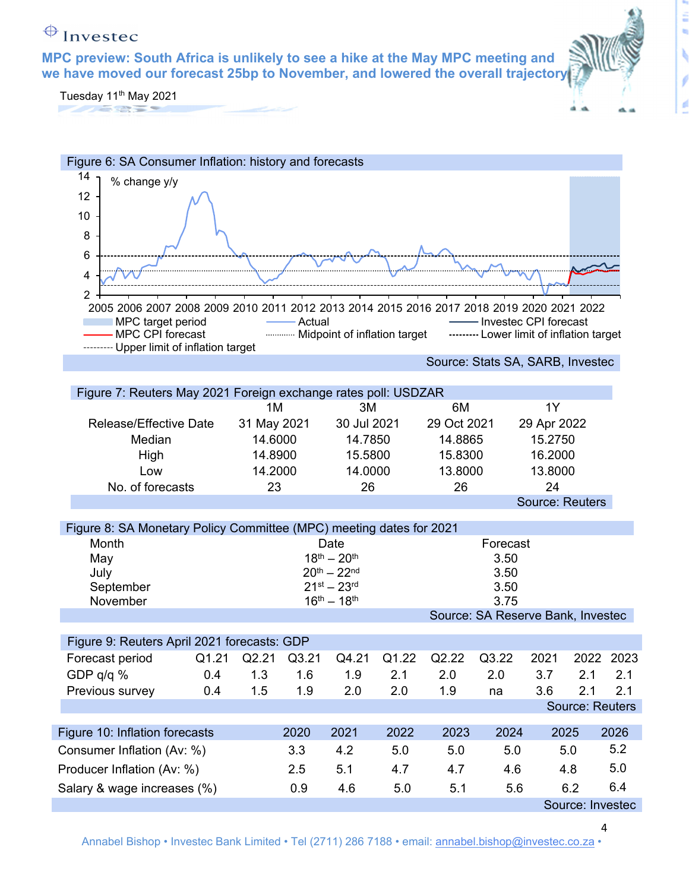Figure 6: SA Consumer Inflation: history and forecasts

% change y/y

14
12
10
8
6
4
2

2005 2006 2007 2008 2009 2010 2011 2012 2013 2014 2015 2016 2017 2018 2019 2020 2021 2022

MPC target period
Actual
Investec CPI forecast
MPC CPI forecast
Midpoint of inflation target
Lower limit of inflation target
Upper limit of inflation target

Source: Stats SA, SARB, Investec

| Figure 7: Reuters May 2021 Foreign exchange rates poll: USDZAR | 1M | 3M | 6M | 1Y |
|---|---|---|---|---|
| Release/Effective Date | 31 May 2021 | 30 Jul 2021 | 29 Oct 2021 | 29 Apr 2022 |
| Median | 14.6000 | 14.7850 | 14.8865 | 15.2750 |
| High | 14.8900 | 15.5800 | 15.8300 | 16.2000 |
| Low | 14.2000 | 14.0000 | 13.8000 | 13.8000 |
| No. of forecasts | 23 | 26 | 26 | 24 |

Source: Reuters

Figure 8: SA Monetary Policy Committee (MPC) meeting dates for 2021

| Month | Date | Forecast |
|---|---|---|
| May | 18th – 20th | 3.50 |
| July | 20th – 22nd | 3.50 |
| September | 21st – 23rd | 3.50 |
| November | 16th – 18th | 3.75 |

Source: SA Reserve Bank, Investec

Figure 9: Reuters April 2021 forecasts: GDP

| Forecast period | Q1.21 | Q2.21 | Q3.21 | Q4.21 | Q1.22 | Q2.22 | Q3.22 | 2021 | 2022 | 2023 |
|---|---|---|---|---|---|---|---|---|---|---|
| GDP q/q % | 0.4 | 1.3 | 1.6 | 1.9 | 2.1 | 2.0 | 2.0 | 3.7 | 2.1 | 2.1 |
| Previous survey | 0.4 | 1.5 | 1.9 | 2.0 | 2.0 | 1.9 | na | 3.6 | 2.1 | 2.1 |

Source: Reuters

| Figure 10: Inflation forecasts | 2020 | 2021 | 2022 | 2023 | 2024 | 2025 | 2026 |
|---|---|---|---|---|---|---|---|
| Consumer Inflation (Av: %) | 3.3 | 4.2 | 5.0 | 5.0 | 5.0 | 5.0 | 5.2 |
| Producer Inflation (Av: %) | 2.5 | 5.1 | 4.7 | 4.7 | 4.6 | 4.8 | 5.0 |
| Salary & wage increases (%) | 0.9 | 4.6 | 5.0 | 5.1 | 5.6 | 6.2 | 6.4 |

Source: Investec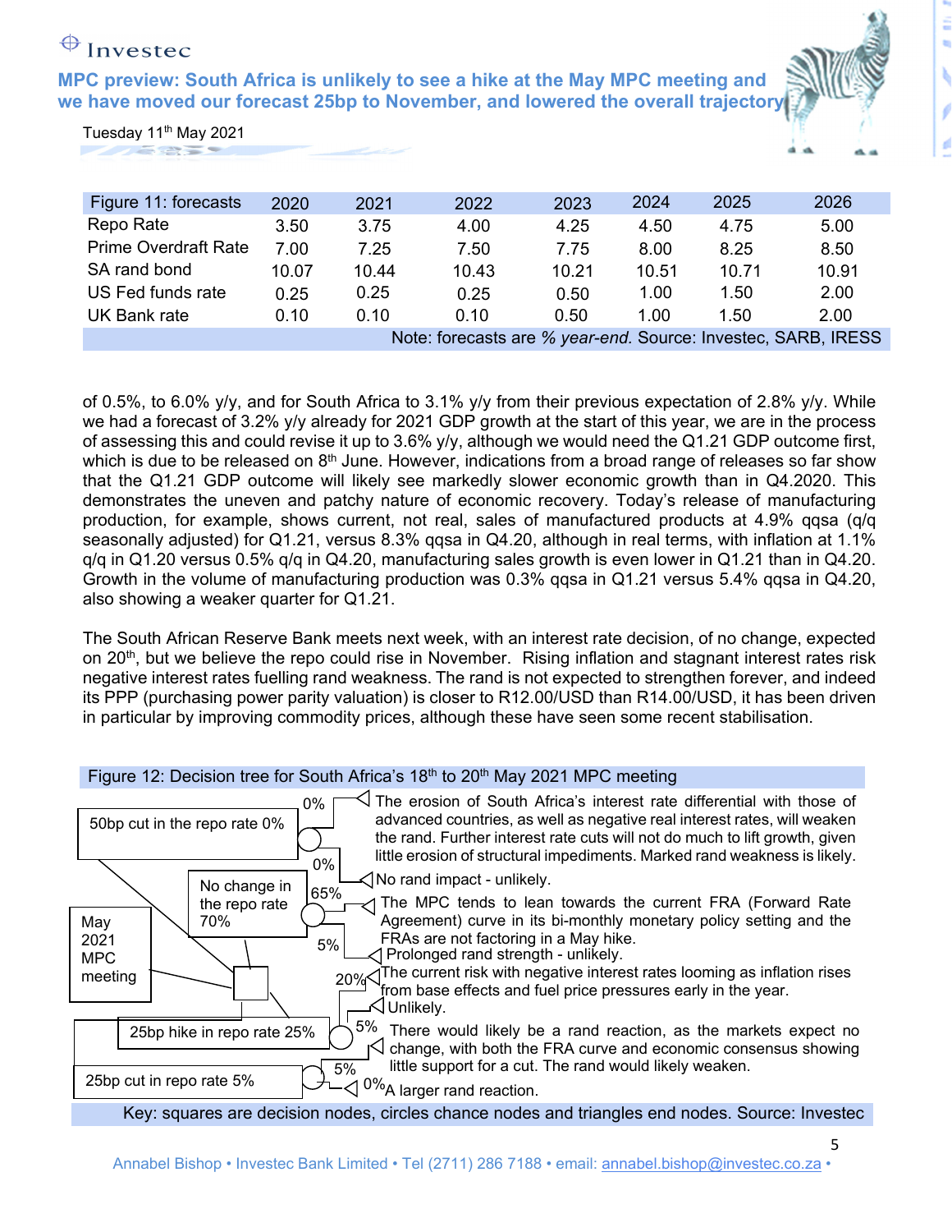| Figure 11: forecasts | 2020 | 2021 | 2022 | 2023 | 2024 | 2025 | 2026 |
|---|---|---|---|---|---|---|---|
| Repo Rate | 3.50 | 3.75 | 4.00 | 4.25 | 4.50 | 4.75 | 5.00 |
| Prime Overdraft Rate | 7.00 | 7.25 | 7.50 | 7.75 | 8.00 | 8.25 | 8.50 |
| SA rand bond | 10.07 | 10.44 | 10.43 | 10.21 | 10.51 | 10.71 | 10.91 |
| US Fed funds rate | 0.25 | 0.25 | 0.25 | 0.50 | 1.00 | 1.50 | 2.00 |
| UK Bank rate | 0.10 | 0.10 | 0.10 | 0.50 | 1.00 | 1.50 | 2.00 |

Note: forecasts are *% year-end.* Source: Investec, SARB, IRESS

of 0.5%, to 6.0% y/y, and for South Africa to 3.1% y/y from their previous expectation of 2.8% y/y. While we had a forecast of 3.2% y/y already for 2021 GDP growth at the start of this year, we are in the process of assessing this and could revise it up to 3.6% y/y, although we would need the Q1.21 GDP outcome first, which is due to be released on 8th June. However, indications from a broad range of releases so far show that the Q1.21 GDP outcome will likely see markedly slower economic growth than in Q4.2020. This demonstrates the uneven and patchy nature of economic recovery. Today's release of manufacturing production, for example, shows current, not real, sales of manufactured products at 4.9% qqsa (q/q seasonally adjusted) for Q1.21, versus 8.3% qqsa in Q4.20, although in real terms, with inflation at 1.1% q/q in Q1.20 versus 0.5% q/q in Q4.20, manufacturing sales growth is even lower in Q1.21 than in Q4.20. Growth in the volume of manufacturing production was 0.3% qqsa in Q1.21 versus 5.4% qqsa in Q4.20, also showing a weaker quarter for Q1.21.

The South African Reserve Bank meets next week, with an interest rate decision, of no change, expected on 20th, but we believe the repo could rise in November. Rising inflation and stagnant interest rates risk negative interest rates fuelling rand weakness. The rand is not expected to strengthen forever, and indeed its PPP (purchasing power parity valuation) is closer to R12.00/USD than R14.00/USD, it has been driven in particular by improving commodity prices, although these have seen some recent stabilisation.

Figure 12: Decision tree for South Africa's 18th to 20th May 2021 MPC meeting

May 2021 MPC meeting

50bp cut in the repo rate 0%
0% The erosion of South Africa's interest rate differential with those of advanced countries, as well as negative real interest rates, will weaken the rand. Further interest rate cuts will not do much to lift growth, given little erosion of structural impediments. Marked rand weakness is likely.
0% No rand impact - unlikely.

No change in the repo rate 70%
65% The MPC tends to lean towards the current FRA (Forward Rate Agreement) curve in its bi-monthly monetary policy setting and the FRAs are not factoring in a May hike.
5% Prolonged rand strength - unlikely.

25bp hike in repo rate 25%
20% The current risk with negative interest rates looming as inflation rises from base effects and fuel price pressures early in the year.
5% Unlikely.

25bp cut in repo rate 5%
5% There would likely be a rand reaction, as the markets expect no change, with both the FRA curve and economic consensus showing little support for a cut. The rand would likely weaken.
0% A larger rand reaction.

Key: squares are decision nodes, circles chance nodes and triangles end nodes. Source: Investec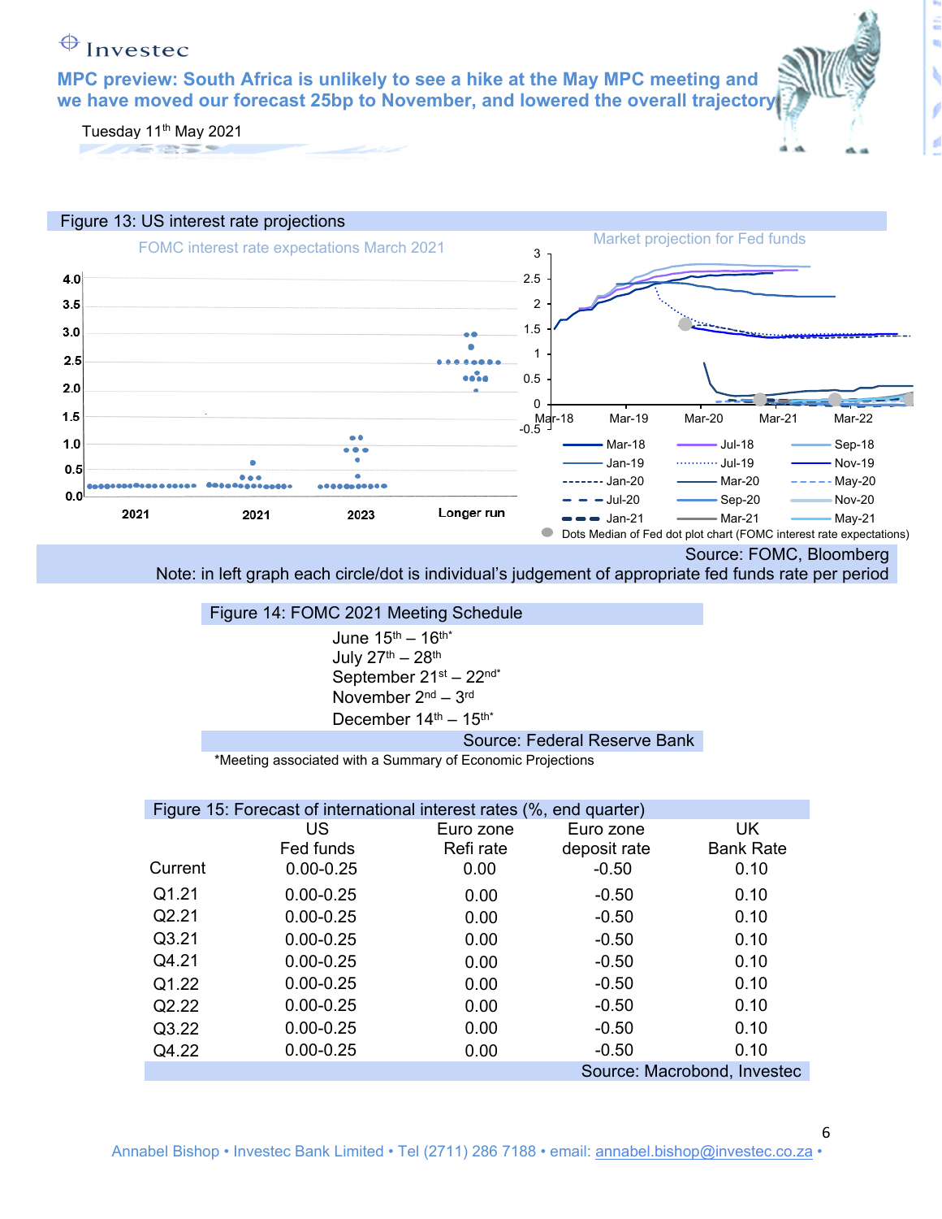Figure 13: US interest rate projections

FOMC interest rate expectations March 2021

4.0
3.5
3.0
2.5
2.0
1.5
1.0
0.5
0.0

2021
2021
2023
Longer run

Market projection for Fed funds

3
2.5
2
1.5
1
0.5
0
-0.5

Mar-18
Mar-19
Mar-20
Mar-21
Mar-22

Mar-18
Jul-18
Sep-18
Jan-19
Jul-19
Nov-19
Jan-20
Mar-20
May-20
Jul-20
Sep-20
Nov-20
Jan-21
Mar-21
May-21

Dots Median of Fed dot plot chart (FOMC interest rate expectations)

Source: FOMC, Bloomberg

Note: in left graph each circle/dot is individual's judgement of appropriate fed funds rate per period

Figure 14: FOMC 2021 Meeting Schedule

June 15th – 16th*
July 27th – 28th
September 21st – 22nd*
November 2nd – 3rd
December 14th – 15th*

Source: Federal Reserve Bank

*Meeting associated with a Summary of Economic Projections

Figure 15: Forecast of international interest rates (%, end quarter)

| | US Fed funds | Euro zone Refi rate | Euro zone deposit rate | UK Bank Rate |
|---|---|---|---|---|
| Current | 0.00-0.25 | 0.00 | -0.50 | 0.10 |
| Q1.21 | 0.00-0.25 | 0.00 | -0.50 | 0.10 |
| Q2.21 | 0.00-0.25 | 0.00 | -0.50 | 0.10 |
| Q3.21 | 0.00-0.25 | 0.00 | -0.50 | 0.10 |
| Q4.21 | 0.00-0.25 | 0.00 | -0.50 | 0.10 |
| Q1.22 | 0.00-0.25 | 0.00 | -0.50 | 0.10 |
| Q2.22 | 0.00-0.25 | 0.00 | -0.50 | 0.10 |
| Q3.22 | 0.00-0.25 | 0.00 | -0.50 | 0.10 |
| Q4.22 | 0.00-0.25 | 0.00 | -0.50 | 0.10 |

Source: Macrobond, Investec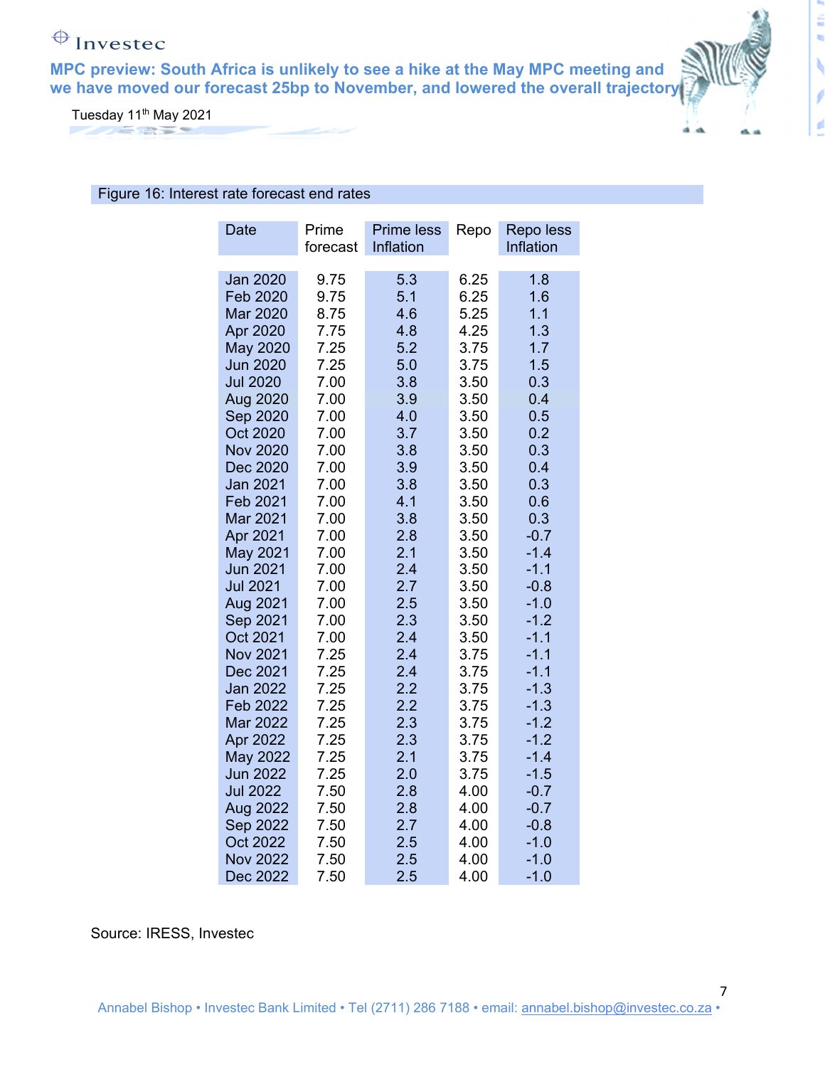Figure 16: Interest rate forecast end rates

| Date | Prime forecast | Prime less Inflation | Repo | Repo less Inflation |
|---|---|---|---|---|
| Jan 2020 | 9.75 | 5.3 | 6.25 | 1.8 |
| Feb 2020 | 9.75 | 5.1 | 6.25 | 1.6 |
| Mar 2020 | 8.75 | 4.6 | 5.25 | 1.1 |
| Apr 2020 | 7.75 | 4.8 | 4.25 | 1.3 |
| May 2020 | 7.25 | 5.2 | 3.75 | 1.7 |
| Jun 2020 | 7.25 | 5.0 | 3.75 | 1.5 |
| Jul 2020 | 7.00 | 3.8 | 3.50 | 0.3 |
| Aug 2020 | 7.00 | 3.9 | 3.50 | 0.4 |
| Sep 2020 | 7.00 | 4.0 | 3.50 | 0.5 |
| Oct 2020 | 7.00 | 3.7 | 3.50 | 0.2 |
| Nov 2020 | 7.00 | 3.8 | 3.50 | 0.3 |
| Dec 2020 | 7.00 | 3.9 | 3.50 | 0.4 |
| Jan 2021 | 7.00 | 3.8 | 3.50 | 0.3 |
| Feb 2021 | 7.00 | 4.1 | 3.50 | 0.6 |
| Mar 2021 | 7.00 | 3.8 | 3.50 | 0.3 |
| Apr 2021 | 7.00 | 2.8 | 3.50 | -0.7 |
| May 2021 | 7.00 | 2.1 | 3.50 | -1.4 |
| Jun 2021 | 7.00 | 2.4 | 3.50 | -1.1 |
| Jul 2021 | 7.00 | 2.7 | 3.50 | -0.8 |
| Aug 2021 | 7.00 | 2.5 | 3.50 | -1.0 |
| Sep 2021 | 7.00 | 2.3 | 3.50 | -1.2 |
| Oct 2021 | 7.00 | 2.4 | 3.50 | -1.1 |
| Nov 2021 | 7.25 | 2.4 | 3.75 | -1.1 |
| Dec 2021 | 7.25 | 2.4 | 3.75 | -1.1 |
| Jan 2022 | 7.25 | 2.2 | 3.75 | -1.3 |
| Feb 2022 | 7.25 | 2.2 | 3.75 | -1.3 |
| Mar 2022 | 7.25 | 2.3 | 3.75 | -1.2 |
| Apr 2022 | 7.25 | 2.3 | 3.75 | -1.2 |
| May 2022 | 7.25 | 2.1 | 3.75 | -1.4 |
| Jun 2022 | 7.25 | 2.0 | 3.75 | -1.5 |
| Jul 2022 | 7.50 | 2.8 | 4.00 | -0.7 |
| Aug 2022 | 7.50 | 2.8 | 4.00 | -0.7 |
| Sep 2022 | 7.50 | 2.7 | 4.00 | -0.8 |
| Oct 2022 | 7.50 | 2.5 | 4.00 | -1.0 |
| Nov 2022 | 7.50 | 2.5 | 4.00 | -1.0 |
| Dec 2022 | 7.50 | 2.5 | 4.00 | -1.0 |

Source: IRESS, Investec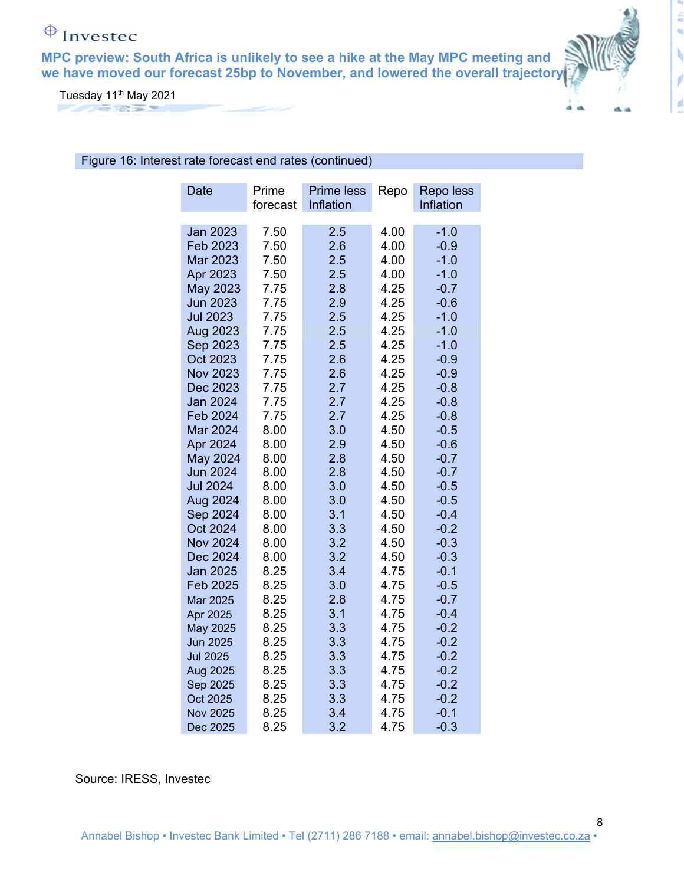Figure 16: Interest rate forecast end rates (continued)

| Date | Prime forecast | Prime less Inflation | Repo | Repo less Inflation |
|---|---|---|---|---|
| Jan 2023 | 7.50 | 2.5 | 4.00 | -1.0 |
| Feb 2023 | 7.50 | 2.6 | 4.00 | -0.9 |
| Mar 2023 | 7.50 | 2.5 | 4.00 | -1.0 |
| Apr 2023 | 7.50 | 2.5 | 4.00 | -1.0 |
| May 2023 | 7.75 | 2.8 | 4.25 | -0.7 |
| Jun 2023 | 7.75 | 2.9 | 4.25 | -0.6 |
| Jul 2023 | 7.75 | 2.5 | 4.25 | -1.0 |
| Aug 2023 | 7.75 | 2.5 | 4.25 | -1.0 |
| Sep 2023 | 7.75 | 2.5 | 4.25 | -1.0 |
| Oct 2023 | 7.75 | 2.6 | 4.25 | -0.9 |
| Nov 2023 | 7.75 | 2.6 | 4.25 | -0.9 |
| Dec 2023 | 7.75 | 2.7 | 4.25 | -0.8 |
| Jan 2024 | 7.75 | 2.7 | 4.25 | -0.8 |
| Feb 2024 | 7.75 | 2.7 | 4.25 | -0.8 |
| Mar 2024 | 8.00 | 3.0 | 4.50 | -0.5 |
| Apr 2024 | 8.00 | 2.9 | 4.50 | -0.6 |
| May 2024 | 8.00 | 2.8 | 4.50 | -0.7 |
| Jun 2024 | 8.00 | 2.8 | 4.50 | -0.7 |
| Jul 2024 | 8.00 | 3.0 | 4.50 | -0.5 |
| Aug 2024 | 8.00 | 3.0 | 4.50 | -0.5 |
| Sep 2024 | 8.00 | 3.1 | 4.50 | -0.4 |
| Oct 2024 | 8.00 | 3.3 | 4.50 | -0.2 |
| Nov 2024 | 8.00 | 3.2 | 4.50 | -0.3 |
| Dec 2024 | 8.00 | 3.2 | 4.50 | -0.3 |
| Jan 2025 | 8.25 | 3.4 | 4.75 | -0.1 |
| Feb 2025 | 8.25 | 3.0 | 4.75 | -0.5 |
| Mar 2025 | 8.25 | 2.8 | 4.75 | -0.7 |
| Apr 2025 | 8.25 | 3.1 | 4.75 | -0.4 |
| May 2025 | 8.25 | 3.3 | 4.75 | -0.2 |
| Jun 2025 | 8.25 | 3.3 | 4.75 | -0.2 |
| Jul 2025 | 8.25 | 3.3 | 4.75 | -0.2 |
| Aug 2025 | 8.25 | 3.3 | 4.75 | -0.2 |
| Sep 2025 | 8.25 | 3.3 | 4.75 | -0.2 |
| Oct 2025 | 8.25 | 3.3 | 4.75 | -0.2 |
| Nov 2025 | 8.25 | 3.4 | 4.75 | -0.1 |
| Dec 2025 | 8.25 | 3.2 | 4.75 | -0.3 |

Source: IRESS, Investec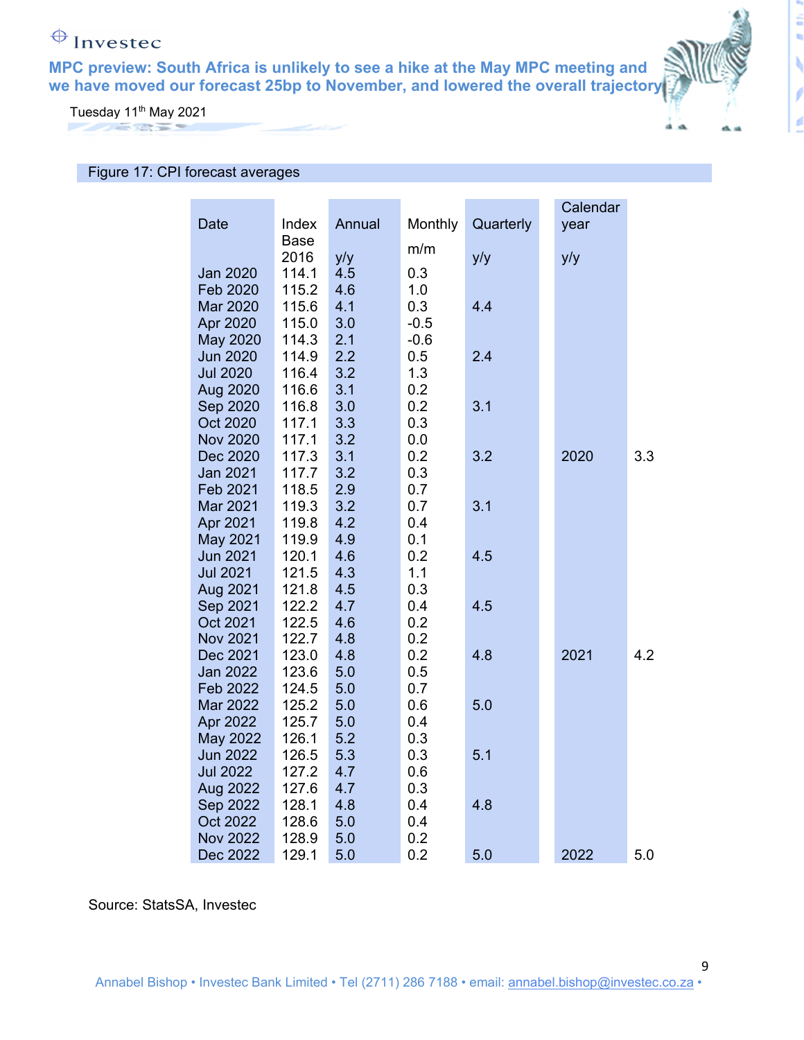Figure 17: CPI forecast averages

| Date | Index Base 2016 | Annual y/y | Monthly m/m | Quarterly y/y | Calendar year y/y | |
|---|---|---|---|---|---|---|
| Jan 2020 | 114.1 | 4.5 | 0.3 | | | |
| Feb 2020 | 115.2 | 4.6 | 1.0 | | | |
| Mar 2020 | 115.6 | 4.1 | 0.3 | 4.4 | | |
| Apr 2020 | 115.0 | 3.0 | -0.5 | | | |
| May 2020 | 114.3 | 2.1 | -0.6 | | | |
| Jun 2020 | 114.9 | 2.2 | 0.5 | 2.4 | | |
| Jul 2020 | 116.4 | 3.2 | 1.3 | | | |
| Aug 2020 | 116.6 | 3.1 | 0.2 | | | |
| Sep 2020 | 116.8 | 3.0 | 0.2 | 3.1 | | |
| Oct 2020 | 117.1 | 3.3 | 0.3 | | | |
| Nov 2020 | 117.1 | 3.2 | 0.0 | | | |
| Dec 2020 | 117.3 | 3.1 | 0.2 | 3.2 | 2020 | 3.3 |
| Jan 2021 | 117.7 | 3.2 | 0.3 | | | |
| Feb 2021 | 118.5 | 2.9 | 0.7 | | | |
| Mar 2021 | 119.3 | 3.2 | 0.7 | 3.1 | | |
| Apr 2021 | 119.8 | 4.2 | 0.4 | | | |
| May 2021 | 119.9 | 4.9 | 0.1 | | | |
| Jun 2021 | 120.1 | 4.6 | 0.2 | 4.5 | | |
| Jul 2021 | 121.5 | 4.3 | 1.1 | | | |
| Aug 2021 | 121.8 | 4.5 | 0.3 | | | |
| Sep 2021 | 122.2 | 4.7 | 0.4 | 4.5 | | |
| Oct 2021 | 122.5 | 4.6 | 0.2 | | | |
| Nov 2021 | 122.7 | 4.8 | 0.2 | | | |
| Dec 2021 | 123.0 | 4.8 | 0.2 | 4.8 | 2021 | 4.2 |
| Jan 2022 | 123.6 | 5.0 | 0.5 | | | |
| Feb 2022 | 124.5 | 5.0 | 0.7 | | | |
| Mar 2022 | 125.2 | 5.0 | 0.6 | 5.0 | | |
| Apr 2022 | 125.7 | 5.0 | 0.4 | | | |
| May 2022 | 126.1 | 5.2 | 0.3 | | | |
| Jun 2022 | 126.5 | 5.3 | 0.3 | 5.1 | | |
| Jul 2022 | 127.2 | 4.7 | 0.6 | | | |
| Aug 2022 | 127.6 | 4.7 | 0.3 | | | |
| Sep 2022 | 128.1 | 4.8 | 0.4 | 4.8 | | |
| Oct 2022 | 128.6 | 5.0 | 0.4 | | | |
| Nov 2022 | 128.9 | 5.0 | 0.2 | | | |
| Dec 2022 | 129.1 | 5.0 | 0.2 | 5.0 | 2022 | 5.0 |

Source: StatsSA, Investec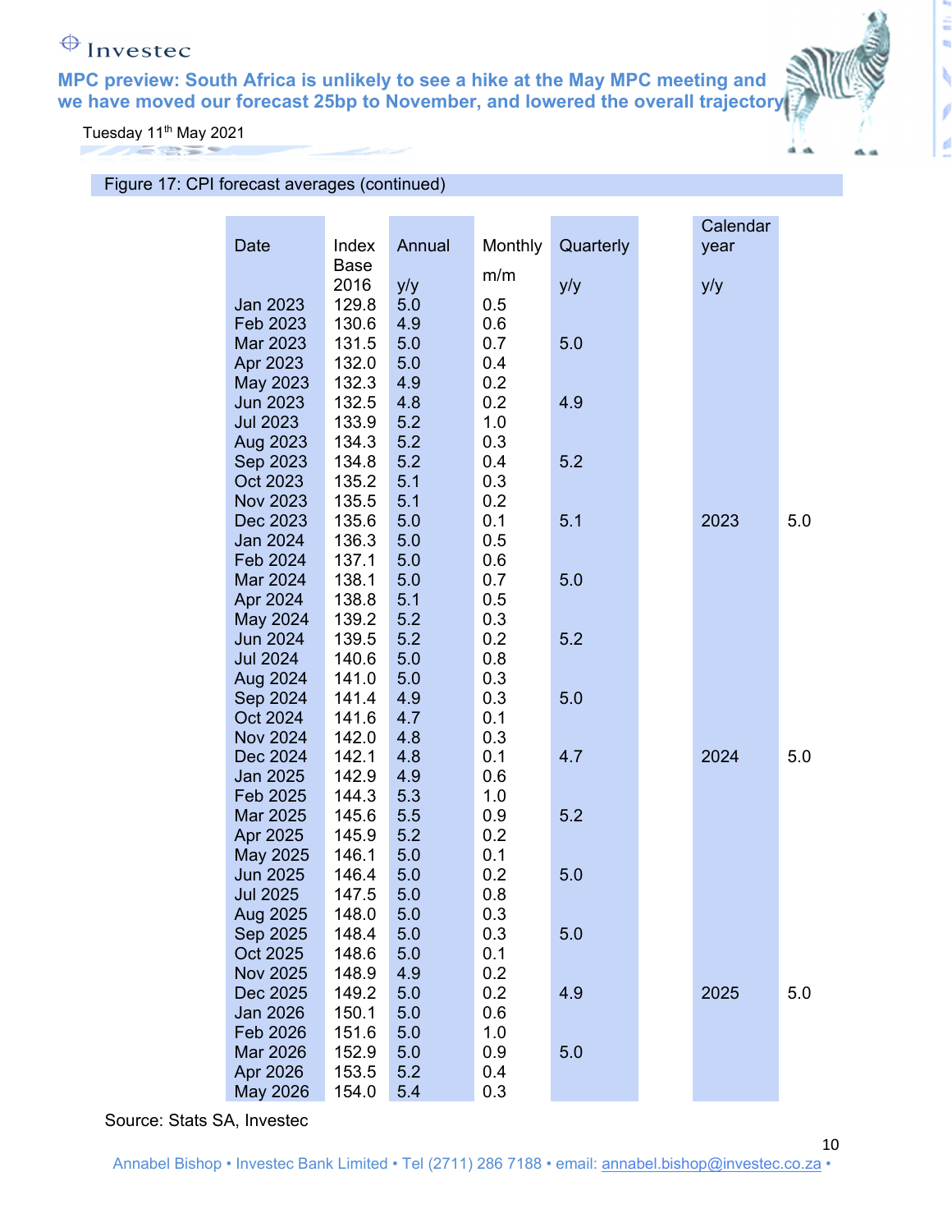Figure 17: CPI forecast averages (continued)

| Date | Index Base 2016 | Annual y/y | Monthly m/m | Quarterly y/y | Calendar year y/y | |
|---|---|---|---|---|---|---|
| Jan 2023 | 129.8 | 5.0 | 0.5 | | | |
| Feb 2023 | 130.6 | 4.9 | 0.6 | | | |
| Mar 2023 | 131.5 | 5.0 | 0.7 | 5.0 | | |
| Apr 2023 | 132.0 | 5.0 | 0.4 | | | |
| May 2023 | 132.3 | 4.9 | 0.2 | | | |
| Jun 2023 | 132.5 | 4.8 | 0.2 | 4.9 | | |
| Jul 2023 | 133.9 | 5.2 | 1.0 | | | |
| Aug 2023 | 134.3 | 5.2 | 0.3 | | | |
| Sep 2023 | 134.8 | 5.2 | 0.4 | 5.2 | | |
| Oct 2023 | 135.2 | 5.1 | 0.3 | | | |
| Nov 2023 | 135.5 | 5.1 | 0.2 | | | |
| Dec 2023 | 135.6 | 5.0 | 0.1 | 5.1 | 2023 | 5.0 |
| Jan 2024 | 136.3 | 5.0 | 0.5 | | | |
| Feb 2024 | 137.1 | 5.0 | 0.6 | | | |
| Mar 2024 | 138.1 | 5.0 | 0.7 | 5.0 | | |
| Apr 2024 | 138.8 | 5.1 | 0.5 | | | |
| May 2024 | 139.2 | 5.2 | 0.3 | | | |
| Jun 2024 | 139.5 | 5.2 | 0.2 | 5.2 | | |
| Jul 2024 | 140.6 | 5.0 | 0.8 | | | |
| Aug 2024 | 141.0 | 5.0 | 0.3 | | | |
| Sep 2024 | 141.4 | 4.9 | 0.3 | 5.0 | | |
| Oct 2024 | 141.6 | 4.7 | 0.1 | | | |
| Nov 2024 | 142.0 | 4.8 | 0.3 | | | |
| Dec 2024 | 142.1 | 4.8 | 0.1 | 4.7 | 2024 | 5.0 |
| Jan 2025 | 142.9 | 4.9 | 0.6 | | | |
| Feb 2025 | 144.3 | 5.3 | 1.0 | | | |
| Mar 2025 | 145.6 | 5.5 | 0.9 | 5.2 | | |
| Apr 2025 | 145.9 | 5.2 | 0.2 | | | |
| May 2025 | 146.1 | 5.0 | 0.1 | | | |
| Jun 2025 | 146.4 | 5.0 | 0.2 | 5.0 | | |
| Jul 2025 | 147.5 | 5.0 | 0.8 | | | |
| Aug 2025 | 148.0 | 5.0 | 0.3 | | | |
| Sep 2025 | 148.4 | 5.0 | 0.3 | 5.0 | | |
| Oct 2025 | 148.6 | 5.0 | 0.1 | | | |
| Nov 2025 | 148.9 | 4.9 | 0.2 | | | |
| Dec 2025 | 149.2 | 5.0 | 0.2 | 4.9 | 2025 | 5.0 |
| Jan 2026 | 150.1 | 5.0 | 0.6 | | | |
| Feb 2026 | 151.6 | 5.0 | 1.0 | | | |
| Mar 2026 | 152.9 | 5.0 | 0.9 | 5.0 | | |
| Apr 2026 | 153.5 | 5.2 | 0.4 | | | |
| May 2026 | 154.0 | 5.4 | 0.3 | | | |

Source: Stats SA, Investec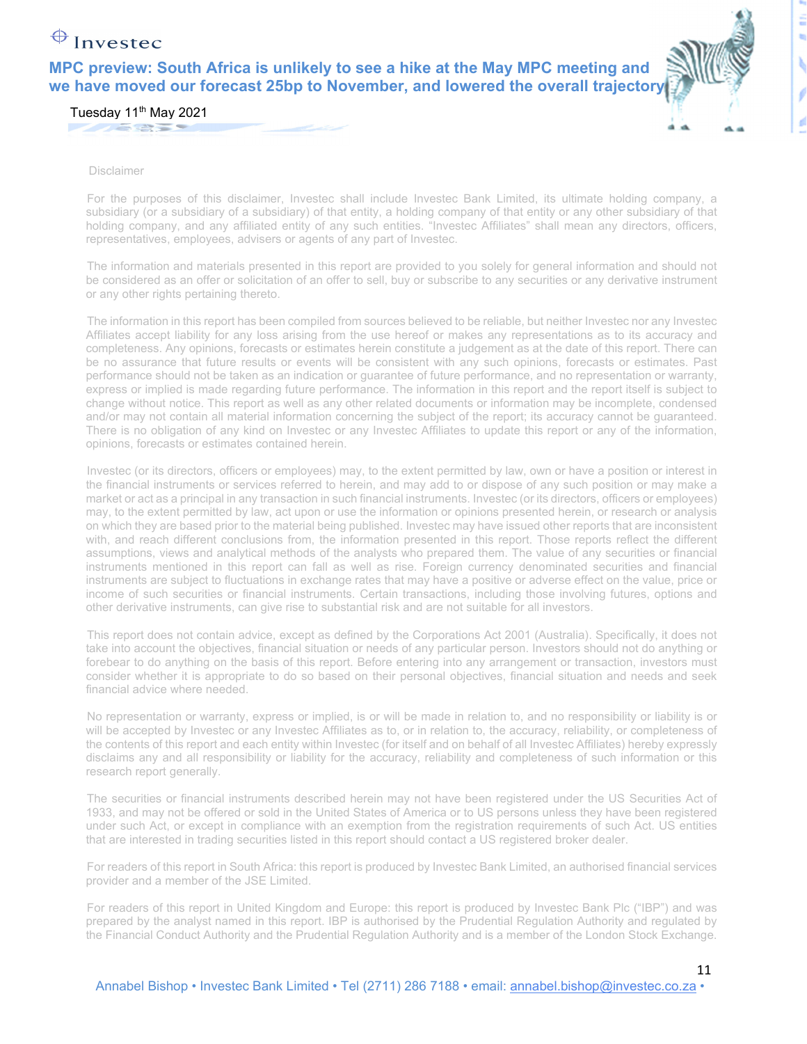Disclaimer

For the purposes of this disclaimer, Investec shall include Investec Bank Limited, its ultimate holding company, a subsidiary (or a subsidiary of a subsidiary) of that entity, a holding company of that entity or any other subsidiary of that holding company, and any affiliated entity of any such entities. "Investec Affiliates" shall mean any directors, officers, representatives, employees, advisers or agents of any part of Investec.

The information and materials presented in this report are provided to you solely for general information and should not be considered as an offer or solicitation of an offer to sell, buy or subscribe to any securities or any derivative instrument or any other rights pertaining thereto.

The information in this report has been compiled from sources believed to be reliable, but neither Investec nor any Investec Affiliates accept liability for any loss arising from the use hereof or makes any representations as to its accuracy and completeness. Any opinions, forecasts or estimates herein constitute a judgement as at the date of this report. There can be no assurance that future results or events will be consistent with any such opinions, forecasts or estimates. Past performance should not be taken as an indication or guarantee of future performance, and no representation or warranty, express or implied is made regarding future performance. The information in this report and the report itself is subject to change without notice. This report as well as any other related documents or information may be incomplete, condensed and/or may not contain all material information concerning the subject of the report; its accuracy cannot be guaranteed. There is no obligation of any kind on Investec or any Investec Affiliates to update this report or any of the information, opinions, forecasts or estimates contained herein.

Investec (or its directors, officers or employees) may, to the extent permitted by law, own or have a position or interest in the financial instruments or services referred to herein, and may add to or dispose of any such position or may make a market or act as a principal in any transaction in such financial instruments. Investec (or its directors, officers or employees) may, to the extent permitted by law, act upon or use the information or opinions presented herein, or research or analysis on which they are based prior to the material being published. Investec may have issued other reports that are inconsistent with, and reach different conclusions from, the information presented in this report. Those reports reflect the different assumptions, views and analytical methods of the analysts who prepared them. The value of any securities or financial instruments mentioned in this report can fall as well as rise. Foreign currency denominated securities and financial instruments are subject to fluctuations in exchange rates that may have a positive or adverse effect on the value, price or income of such securities or financial instruments. Certain transactions, including those involving futures, options and other derivative instruments, can give rise to substantial risk and are not suitable for all investors.

This report does not contain advice, except as defined by the Corporations Act 2001 (Australia). Specifically, it does not take into account the objectives, financial situation or needs of any particular person. Investors should not do anything or forebear to do anything on the basis of this report. Before entering into any arrangement or transaction, investors must consider whether it is appropriate to do so based on their personal objectives, financial situation and needs and seek financial advice where needed.

No representation or warranty, express or implied, is or will be made in relation to, and no responsibility or liability is or will be accepted by Investec or any Investec Affiliates as to, or in relation to, the accuracy, reliability, or completeness of the contents of this report and each entity within Investec (for itself and on behalf of all Investec Affiliates) hereby expressly disclaims any and all responsibility or liability for the accuracy, reliability and completeness of such information or this research report generally.

The securities or financial instruments described herein may not have been registered under the US Securities Act of 1933, and may not be offered or sold in the United States of America or to US persons unless they have been registered under such Act, or except in compliance with an exemption from the registration requirements of such Act. US entities that are interested in trading securities listed in this report should contact a US registered broker dealer.

For readers of this report in South Africa: this report is produced by Investec Bank Limited, an authorised financial services provider and a member of the JSE Limited.

For readers of this report in United Kingdom and Europe: this report is produced by Investec Bank Plc ("IBP") and was prepared by the analyst named in this report. IBP is authorised by the Prudential Regulation Authority and regulated by the Financial Conduct Authority and the Prudential Regulation Authority and is a member of the London Stock Exchange.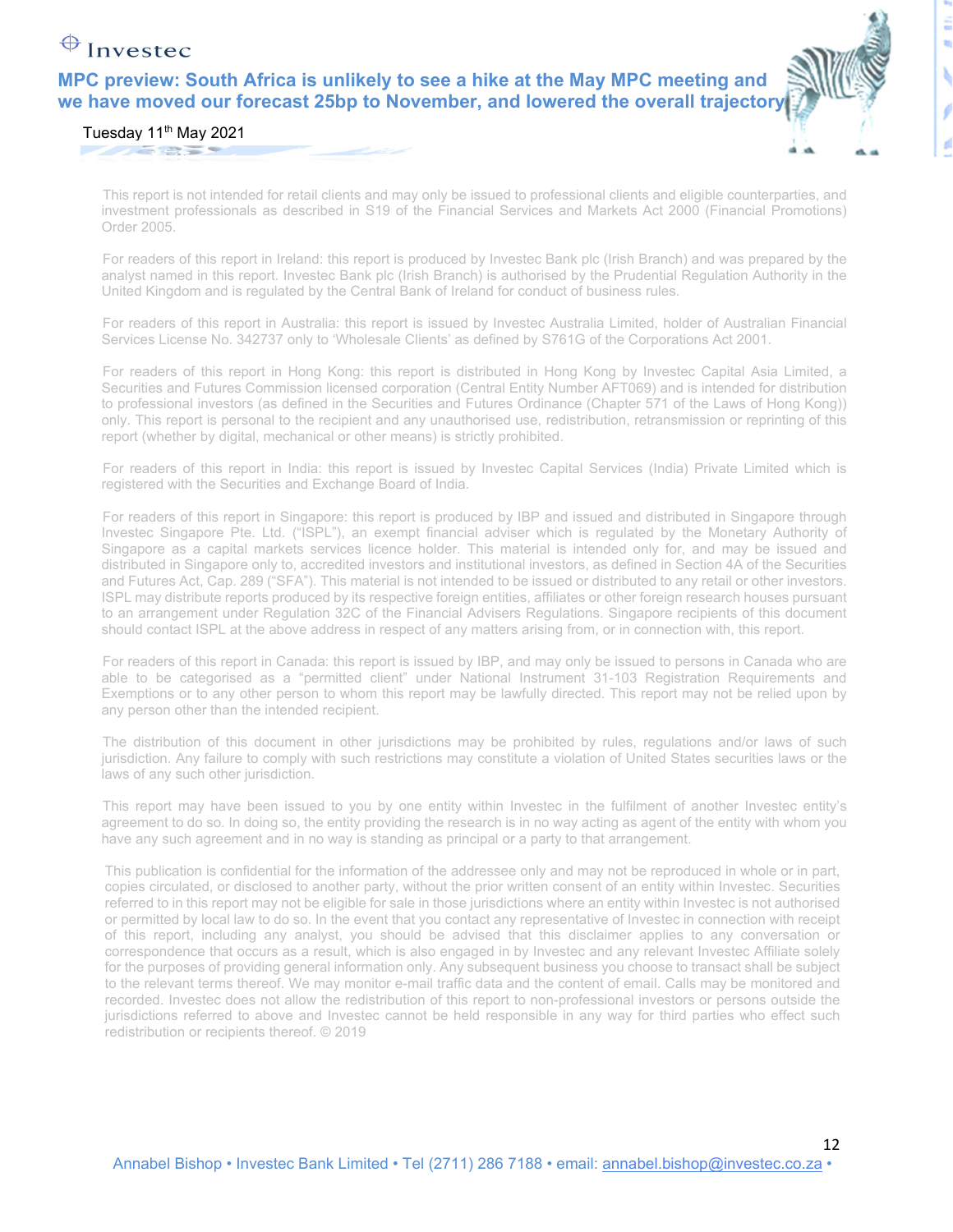This report is not intended for retail clients and may only be issued to professional clients and eligible counterparties, and investment professionals as described in S19 of the Financial Services and Markets Act 2000 (Financial Promotions) Order 2005.

For readers of this report in Ireland: this report is produced by Investec Bank plc (Irish Branch) and was prepared by the analyst named in this report. Investec Bank plc (Irish Branch) is authorised by the Prudential Regulation Authority in the United Kingdom and is regulated by the Central Bank of Ireland for conduct of business rules.

For readers of this report in Australia: this report is issued by Investec Australia Limited, holder of Australian Financial Services License No. 342737 only to 'Wholesale Clients' as defined by S761G of the Corporations Act 2001.

For readers of this report in Hong Kong: this report is distributed in Hong Kong by Investec Capital Asia Limited, a Securities and Futures Commission licensed corporation (Central Entity Number AFT069) and is intended for distribution to professional investors (as defined in the Securities and Futures Ordinance (Chapter 571 of the Laws of Hong Kong)) only. This report is personal to the recipient and any unauthorised use, redistribution, retransmission or reprinting of this report (whether by digital, mechanical or other means) is strictly prohibited.

For readers of this report in India: this report is issued by Investec Capital Services (India) Private Limited which is registered with the Securities and Exchange Board of India.

For readers of this report in Singapore: this report is produced by IBP and issued and distributed in Singapore through Investec Singapore Pte. Ltd. ("ISPL"), an exempt financial adviser which is regulated by the Monetary Authority of Singapore as a capital markets services licence holder. This material is intended only for, and may be issued and distributed in Singapore only to, accredited investors and institutional investors, as defined in Section 4A of the Securities and Futures Act, Cap. 289 ("SFA"). This material is not intended to be issued or distributed to any retail or other investors. ISPL may distribute reports produced by its respective foreign entities, affiliates or other foreign research houses pursuant to an arrangement under Regulation 32C of the Financial Advisers Regulations. Singapore recipients of this document should contact ISPL at the above address in respect of any matters arising from, or in connection with, this report.

For readers of this report in Canada: this report is issued by IBP, and may only be issued to persons in Canada who are able to be categorised as a "permitted client" under National Instrument 31-103 Registration Requirements and Exemptions or to any other person to whom this report may be lawfully directed. This report may not be relied upon by any person other than the intended recipient.

The distribution of this document in other jurisdictions may be prohibited by rules, regulations and/or laws of such jurisdiction. Any failure to comply with such restrictions may constitute a violation of United States securities laws or the laws of any such other jurisdiction.

This report may have been issued to you by one entity within Investec in the fulfilment of another Investec entity's agreement to do so. In doing so, the entity providing the research is in no way acting as agent of the entity with whom you have any such agreement and in no way is standing as principal or a party to that arrangement.

This publication is confidential for the information of the addressee only and may not be reproduced in whole or in part, copies circulated, or disclosed to another party, without the prior written consent of an entity within Investec. Securities referred to in this report may not be eligible for sale in those jurisdictions where an entity within Investec is not authorised or permitted by local law to do so. In the event that you contact any representative of Investec in connection with receipt of this report, including any analyst, you should be advised that this disclaimer applies to any conversation or correspondence that occurs as a result, which is also engaged in by Investec and any relevant Investec Affiliate solely for the purposes of providing general information only. Any subsequent business you choose to transact shall be subject to the relevant terms thereof. We may monitor e-mail traffic data and the content of email. Calls may be monitored and recorded. Investec does not allow the redistribution of this report to non-professional investors or persons outside the jurisdictions referred to above and Investec cannot be held responsible in any way for third parties who effect such redistribution or recipients thereof. © 2019